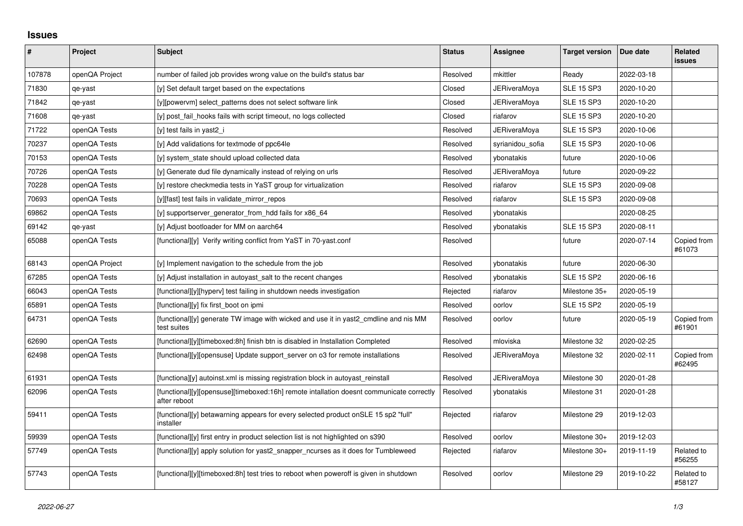# Issues

| # | Project | Subject | Status | Assignee | Target version | Due date | Related issues |
|---|---|---|---|---|---|---|---|
| 107878 | openQA Project | number of failed job provides wrong value on the build's status bar | Resolved | mkittler | Ready | 2022-03-18 | |
| 71830 | qe-yast | [y] Set default target based on the expectations | Closed | JERiveraMoya | SLE 15 SP3 | 2020-10-20 | |
| 71842 | qe-yast | [y][powervm] select_patterns does not select software link | Closed | JERiveraMoya | SLE 15 SP3 | 2020-10-20 | |
| 71608 | qe-yast | [y] post_fail_hooks fails with script timeout, no logs collected | Closed | riafarov | SLE 15 SP3 | 2020-10-20 | |
| 71722 | openQA Tests | [y] test fails in yast2_i | Resolved | JERiveraMoya | SLE 15 SP3 | 2020-10-06 | |
| 70237 | openQA Tests | [y] Add validations for textmode of ppc64le | Resolved | syrianidou_sofia | SLE 15 SP3 | 2020-10-06 | |
| 70153 | openQA Tests | [y] system_state should upload collected data | Resolved | ybonatakis | future | 2020-10-06 | |
| 70726 | openQA Tests | [y] Generate dud file dynamically instead of relying on urls | Resolved | JERiveraMoya | future | 2020-09-22 | |
| 70228 | openQA Tests | [y] restore checkmedia tests in YaST group for virtualization | Resolved | riafarov | SLE 15 SP3 | 2020-09-08 | |
| 70693 | openQA Tests | [y][fast] test fails in validate_mirror_repos | Resolved | riafarov | SLE 15 SP3 | 2020-09-08 | |
| 69862 | openQA Tests | [y] supportserver_generator_from_hdd fails for x86_64 | Resolved | ybonatakis | | 2020-08-25 | |
| 69142 | qe-yast | [y] Adjust bootloader for MM on aarch64 | Resolved | ybonatakis | SLE 15 SP3 | 2020-08-11 | |
| 65088 | openQA Tests | [functional][y] Verify writing conflict from YaST in 70-yast.conf | Resolved | | future | 2020-07-14 | Copied from #61073 |
| 68143 | openQA Project | [y] Implement navigation to the schedule from the job | Resolved | ybonatakis | future | 2020-06-30 | |
| 67285 | openQA Tests | [y] Adjust installation in autoyast_salt to the recent changes | Resolved | ybonatakis | SLE 15 SP2 | 2020-06-16 | |
| 66043 | openQA Tests | [functional][y][hyperv] test failing in shutdown needs investigation | Rejected | riafarov | Milestone 35+ | 2020-05-19 | |
| 65891 | openQA Tests | [functional][y] fix first_boot on ipmi | Resolved | oorlov | SLE 15 SP2 | 2020-05-19 | |
| 64731 | openQA Tests | [functional][y] generate TW image with wicked and use it in yast2_cmdline and nis MM test suites | Resolved | oorlov | future | 2020-05-19 | Copied from #61901 |
| 62690 | openQA Tests | [functional][y][timeboxed:8h] finish btn is disabled in Installation Completed | Resolved | mloviska | Milestone 32 | 2020-02-25 | |
| 62498 | openQA Tests | [functional][y][opensuse] Update support_server on o3 for remote installations | Resolved | JERiveraMoya | Milestone 32 | 2020-02-11 | Copied from #62495 |
| 61931 | openQA Tests | [functional][y] autoinst.xml is missing registration block in autoyast_reinstall | Resolved | JERiveraMoya | Milestone 30 | 2020-01-28 | |
| 62096 | openQA Tests | [functional][y][opensuse][timeboxed:16h] remote intallation doesnt communicate correctly after reboot | Resolved | ybonatakis | Milestone 31 | 2020-01-28 | |
| 59411 | openQA Tests | [functional][y] betawarning appears for every selected product onSLE 15 sp2 "full" installer | Rejected | riafarov | Milestone 29 | 2019-12-03 | |
| 59939 | openQA Tests | [functional][y] first entry in product selection list is not highlighted on s390 | Resolved | oorlov | Milestone 30+ | 2019-12-03 | |
| 57749 | openQA Tests | [functional][y] apply solution for yast2_snapper_ncurses as it does for Tumbleweed | Rejected | riafarov | Milestone 30+ | 2019-11-19 | Related to #56255 |
| 57743 | openQA Tests | [functional][y][timeboxed:8h] test tries to reboot when poweroff is given in shutdown | Resolved | oorlov | Milestone 29 | 2019-10-22 | Related to #58127 |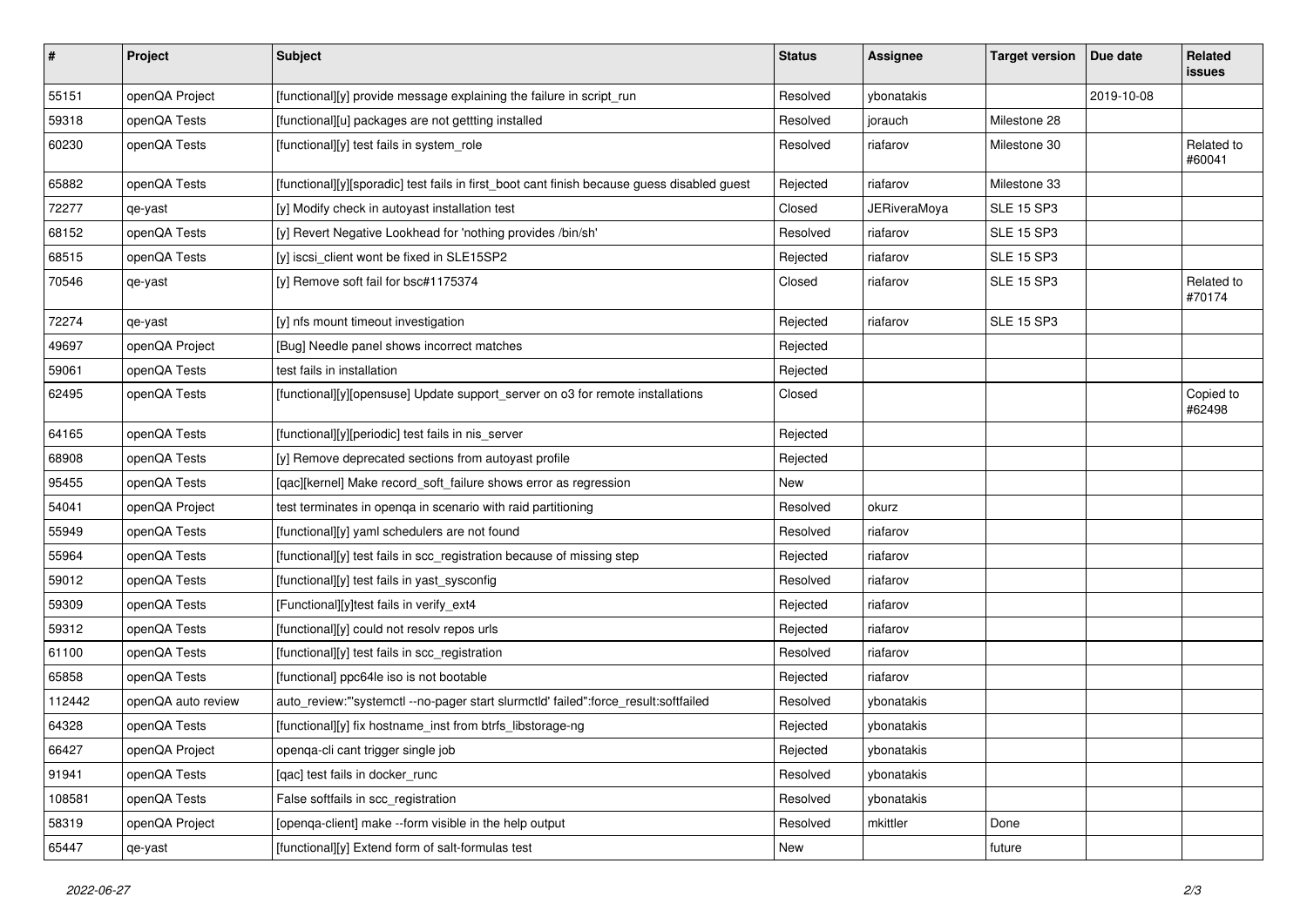| # | Project | Subject | Status | Assignee | Target version | Due date | Related issues |
|---|---|---|---|---|---|---|---|
| 55151 | openQA Project | [functional][y] provide message explaining the failure in script_run | Resolved | ybonatakis | | 2019-10-08 | |
| 59318 | openQA Tests | [functional][u] packages are not gettting installed | Resolved | jorauch | Milestone 28 | | |
| 60230 | openQA Tests | [functional][y] test fails in system_role | Resolved | riafarov | Milestone 30 | | Related to #60041 |
| 65882 | openQA Tests | [functional][y][sporadic] test fails in first_boot cant finish because guess disabled guest | Rejected | riafarov | Milestone 33 | | |
| 72277 | qe-yast | [y] Modify check in autoyast installation test | Closed | JERiveraMoya | SLE 15 SP3 | | |
| 68152 | openQA Tests | [y] Revert Negative Lookhead for 'nothing provides /bin/sh' | Resolved | riafarov | SLE 15 SP3 | | |
| 68515 | openQA Tests | [y] iscsi_client wont be fixed in SLE15SP2 | Rejected | riafarov | SLE 15 SP3 | | |
| 70546 | qe-yast | [y] Remove soft fail for bsc#1175374 | Closed | riafarov | SLE 15 SP3 | | Related to #70174 |
| 72274 | qe-yast | [y] nfs mount timeout investigation | Rejected | riafarov | SLE 15 SP3 | | |
| 49697 | openQA Project | [Bug] Needle panel shows incorrect matches | Rejected | | | | |
| 59061 | openQA Tests | test fails in installation | Rejected | | | | |
| 62495 | openQA Tests | [functional][y][opensuse] Update support_server on o3 for remote installations | Closed | | | | Copied to #62498 |
| 64165 | openQA Tests | [functional][y][periodic] test fails in nis_server | Rejected | | | | |
| 68908 | openQA Tests | [y] Remove deprecated sections from autoyast profile | Rejected | | | | |
| 95455 | openQA Tests | [qac][kernel] Make record_soft_failure shows error as regression | New | | | | |
| 54041 | openQA Project | test terminates in openqa in scenario with raid partitioning | Resolved | okurz | | | |
| 55949 | openQA Tests | [functional][y] yaml schedulers are not found | Resolved | riafarov | | | |
| 55964 | openQA Tests | [functional][y] test fails in scc_registration because of missing step | Rejected | riafarov | | | |
| 59012 | openQA Tests | [functional][y] test fails in yast_sysconfig | Resolved | riafarov | | | |
| 59309 | openQA Tests | [Functional][y]test fails in verify_ext4 | Rejected | riafarov | | | |
| 59312 | openQA Tests | [functional][y] could not resolv repos urls | Rejected | riafarov | | | |
| 61100 | openQA Tests | [functional][y] test fails in scc_registration | Resolved | riafarov | | | |
| 65858 | openQA Tests | [functional] ppc64le iso is not bootable | Rejected | riafarov | | | |
| 112442 | openQA auto review | auto_review:"'systemctl --no-pager start slurmctld' failed":force_result:softfailed | Resolved | ybonatakis | | | |
| 64328 | openQA Tests | [functional][y] fix hostname_inst from btrfs_libstorage-ng | Rejected | ybonatakis | | | |
| 66427 | openQA Project | openqa-cli cant trigger single job | Rejected | ybonatakis | | | |
| 91941 | openQA Tests | [qac] test fails in docker_runc | Resolved | ybonatakis | | | |
| 108581 | openQA Tests | False softfails in scc_registration | Resolved | ybonatakis | | | |
| 58319 | openQA Project | [openqa-client] make --form visible in the help output | Resolved | mkittler | Done | | |
| 65447 | qe-yast | [functional][y] Extend form of salt-formulas test | New | | future | | |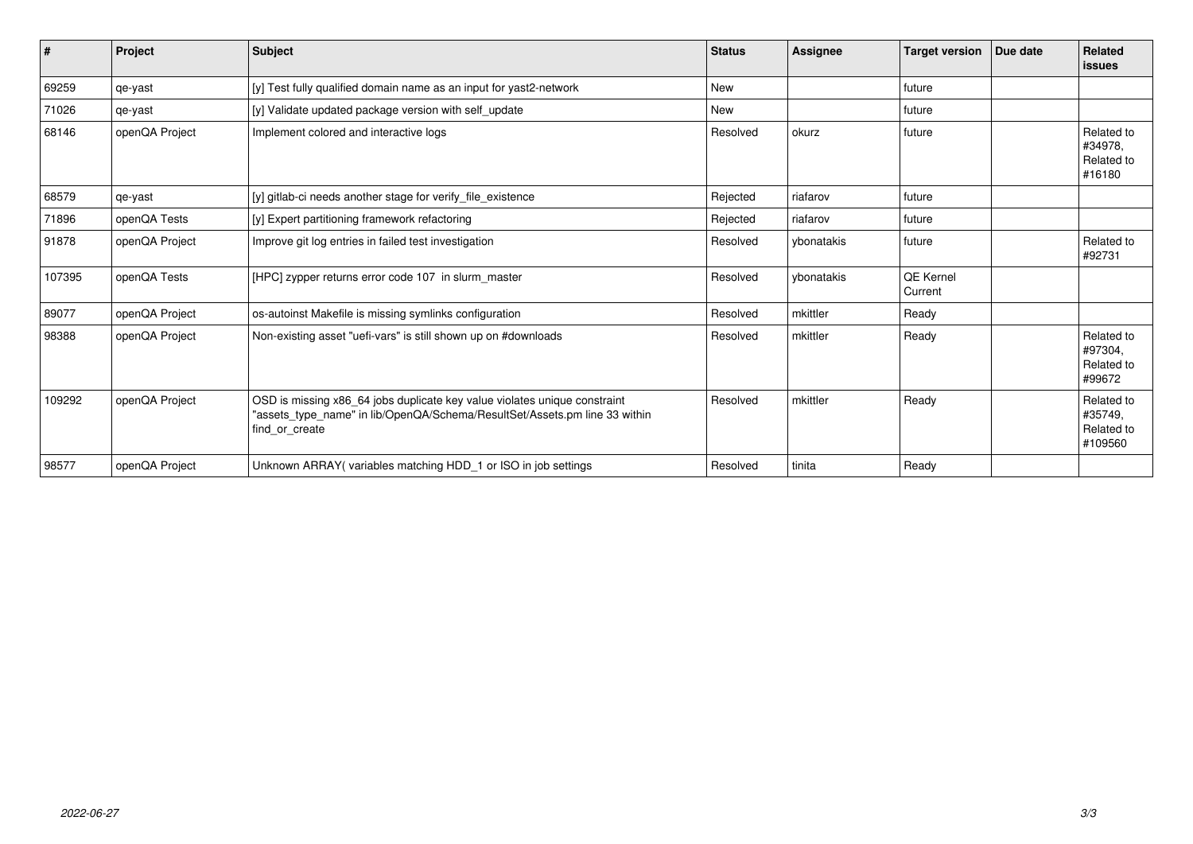| # | Project | Subject | Status | Assignee | Target version | Due date | Related issues |
|---|---|---|---|---|---|---|---|
| 69259 | qe-yast | [y] Test fully qualified domain name as an input for yast2-network | New | | future | | |
| 71026 | qe-yast | [y] Validate updated package version with self_update | New | | future | | |
| 68146 | openQA Project | Implement colored and interactive logs | Resolved | okurz | future | | Related to #34978, Related to #16180 |
| 68579 | qe-yast | [y] gitlab-ci needs another stage for verify_file_existence | Rejected | riafarov | future | | |
| 71896 | openQA Tests | [y] Expert partitioning framework refactoring | Rejected | riafarov | future | | |
| 91878 | openQA Project | Improve git log entries in failed test investigation | Resolved | ybonatakis | future | | Related to #92731 |
| 107395 | openQA Tests | [HPC] zypper returns error code 107 in slurm_master | Resolved | ybonatakis | QE Kernel Current | | |
| 89077 | openQA Project | os-autoinst Makefile is missing symlinks configuration | Resolved | mkittler | Ready | | |
| 98388 | openQA Project | Non-existing asset "uefi-vars" is still shown up on #downloads | Resolved | mkittler | Ready | | Related to #97304, Related to #99672 |
| 109292 | openQA Project | OSD is missing x86_64 jobs duplicate key value violates unique constraint "assets_type_name" in lib/OpenQA/Schema/ResultSet/Assets.pm line 33 within find_or_create | Resolved | mkittler | Ready | | Related to #35749, Related to #109560 |
| 98577 | openQA Project | Unknown ARRAY( variables matching HDD_1 or ISO in job settings | Resolved | tinita | Ready | | |